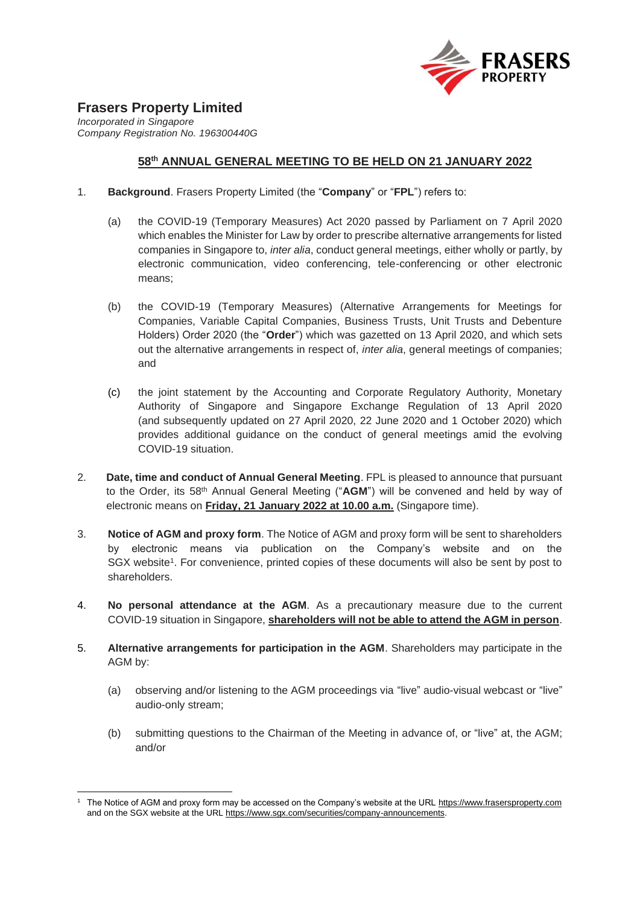# Frasers Property Limited

*Incorporated in Singapore*
*Company Registration No. 196300440G*

## 58th ANNUAL GENERAL MEETING TO BE HELD ON 21 JANUARY 2022

1. **Background**. Frasers Property Limited (the "**Company**" or "**FPL**") refers to:

   (a) the COVID-19 (Temporary Measures) Act 2020 passed by Parliament on 7 April 2020 which enables the Minister for Law by order to prescribe alternative arrangements for listed companies in Singapore to, *inter alia*, conduct general meetings, either wholly or partly, by electronic communication, video conferencing, tele-conferencing or other electronic means;

   (b) the COVID-19 (Temporary Measures) (Alternative Arrangements for Meetings for Companies, Variable Capital Companies, Business Trusts, Unit Trusts and Debenture Holders) Order 2020 (the "**Order**") which was gazetted on 13 April 2020, and which sets out the alternative arrangements in respect of, *inter alia*, general meetings of companies; and

   (c) the joint statement by the Accounting and Corporate Regulatory Authority, Monetary Authority of Singapore and Singapore Exchange Regulation of 13 April 2020 (and subsequently updated on 27 April 2020, 22 June 2020 and 1 October 2020) which provides additional guidance on the conduct of general meetings amid the evolving COVID-19 situation.

2. **Date, time and conduct of Annual General Meeting**. FPL is pleased to announce that pursuant to the Order, its 58th Annual General Meeting ("**AGM**") will be convened and held by way of electronic means on **Friday, 21 January 2022 at 10.00 a.m.** (Singapore time).

3. **Notice of AGM and proxy form**. The Notice of AGM and proxy form will be sent to shareholders by electronic means via publication on the Company's website and on the SGX website[1]. For convenience, printed copies of these documents will also be sent by post to shareholders.

4. **No personal attendance at the AGM**. As a precautionary measure due to the current COVID-19 situation in Singapore, **shareholders will not be able to attend the AGM in person**.

5. **Alternative arrangements for participation in the AGM**. Shareholders may participate in the AGM by:

   (a) observing and/or listening to the AGM proceedings via "live" audio-visual webcast or "live" audio-only stream;

   (b) submitting questions to the Chairman of the Meeting in advance of, or "live" at, the AGM; and/or

---

[1] The Notice of AGM and proxy form may be accessed on the Company's website at the URL https://www.frasersproperty.com and on the SGX website at the URL https://www.sgx.com/securities/company-announcements.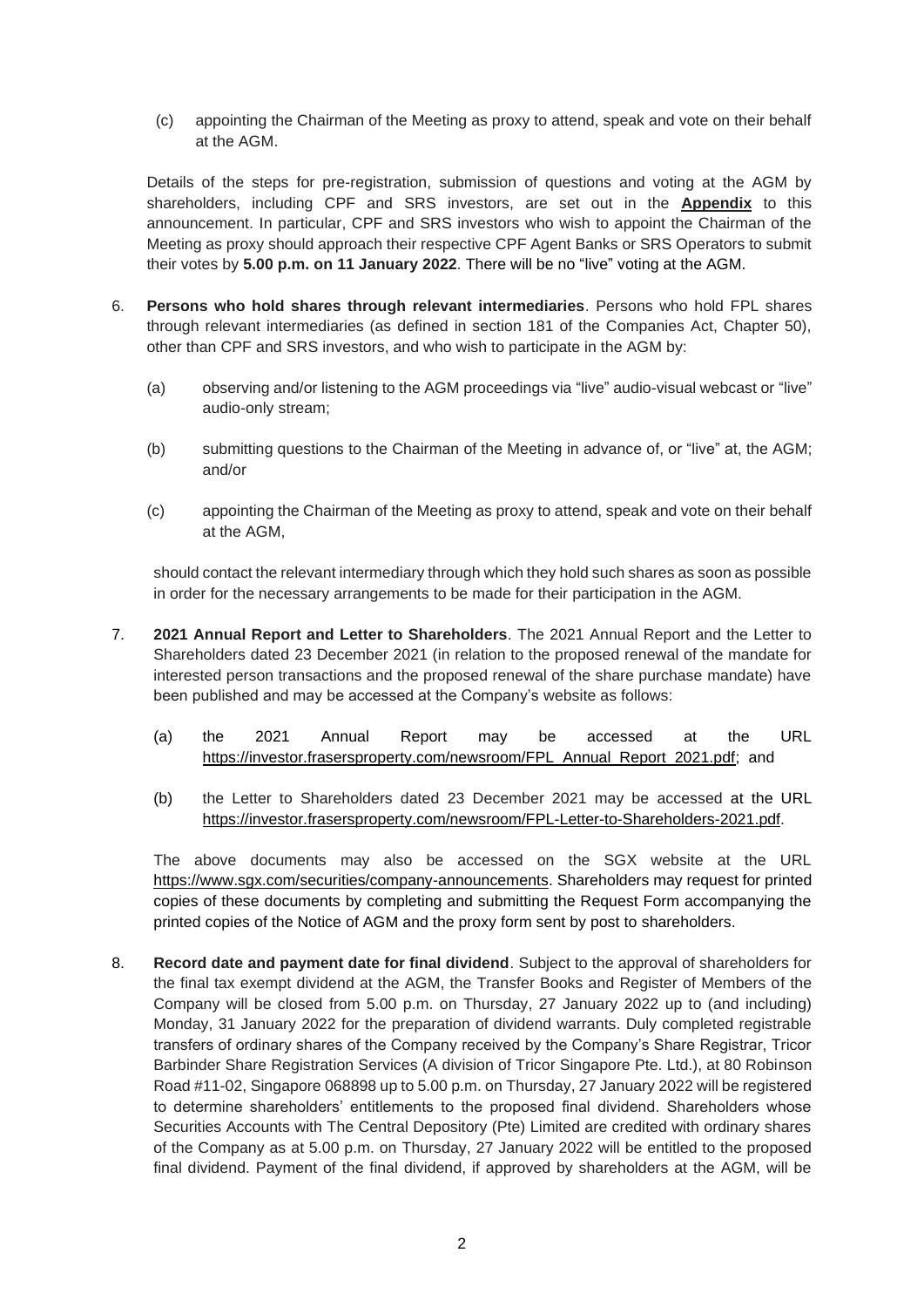(c) appointing the Chairman of the Meeting as proxy to attend, speak and vote on their behalf at the AGM.

Details of the steps for pre-registration, submission of questions and voting at the AGM by shareholders, including CPF and SRS investors, are set out in the **Appendix** to this announcement. In particular, CPF and SRS investors who wish to appoint the Chairman of the Meeting as proxy should approach their respective CPF Agent Banks or SRS Operators to submit their votes by **5.00 p.m. on 11 January 2022**. There will be no "live" voting at the AGM.

6. **Persons who hold shares through relevant intermediaries**. Persons who hold FPL shares through relevant intermediaries (as defined in section 181 of the Companies Act, Chapter 50), other than CPF and SRS investors, and who wish to participate in the AGM by:

   (a) observing and/or listening to the AGM proceedings via "live" audio-visual webcast or "live" audio-only stream;

   (b) submitting questions to the Chairman of the Meeting in advance of, or "live" at, the AGM; and/or

   (c) appointing the Chairman of the Meeting as proxy to attend, speak and vote on their behalf at the AGM,

   should contact the relevant intermediary through which they hold such shares as soon as possible in order for the necessary arrangements to be made for their participation in the AGM.

7. **2021 Annual Report and Letter to Shareholders**. The 2021 Annual Report and the Letter to Shareholders dated 23 December 2021 (in relation to the proposed renewal of the mandate for interested person transactions and the proposed renewal of the share purchase mandate) have been published and may be accessed at the Company's website as follows:

   (a) the 2021 Annual Report may be accessed at the URL https://investor.frasersproperty.com/newsroom/FPL_Annual_Report_2021.pdf; and

   (b) the Letter to Shareholders dated 23 December 2021 may be accessed at the URL https://investor.frasersproperty.com/newsroom/FPL-Letter-to-Shareholders-2021.pdf.

   The above documents may also be accessed on the SGX website at the URL https://www.sgx.com/securities/company-announcements. Shareholders may request for printed copies of these documents by completing and submitting the Request Form accompanying the printed copies of the Notice of AGM and the proxy form sent by post to shareholders.

8. **Record date and payment date for final dividend**. Subject to the approval of shareholders for the final tax exempt dividend at the AGM, the Transfer Books and Register of Members of the Company will be closed from 5.00 p.m. on Thursday, 27 January 2022 up to (and including) Monday, 31 January 2022 for the preparation of dividend warrants. Duly completed registrable transfers of ordinary shares of the Company received by the Company's Share Registrar, Tricor Barbinder Share Registration Services (A division of Tricor Singapore Pte. Ltd.), at 80 Robinson Road #11-02, Singapore 068898 up to 5.00 p.m. on Thursday, 27 January 2022 will be registered to determine shareholders' entitlements to the proposed final dividend. Shareholders whose Securities Accounts with The Central Depository (Pte) Limited are credited with ordinary shares of the Company as at 5.00 p.m. on Thursday, 27 January 2022 will be entitled to the proposed final dividend. Payment of the final dividend, if approved by shareholders at the AGM, will be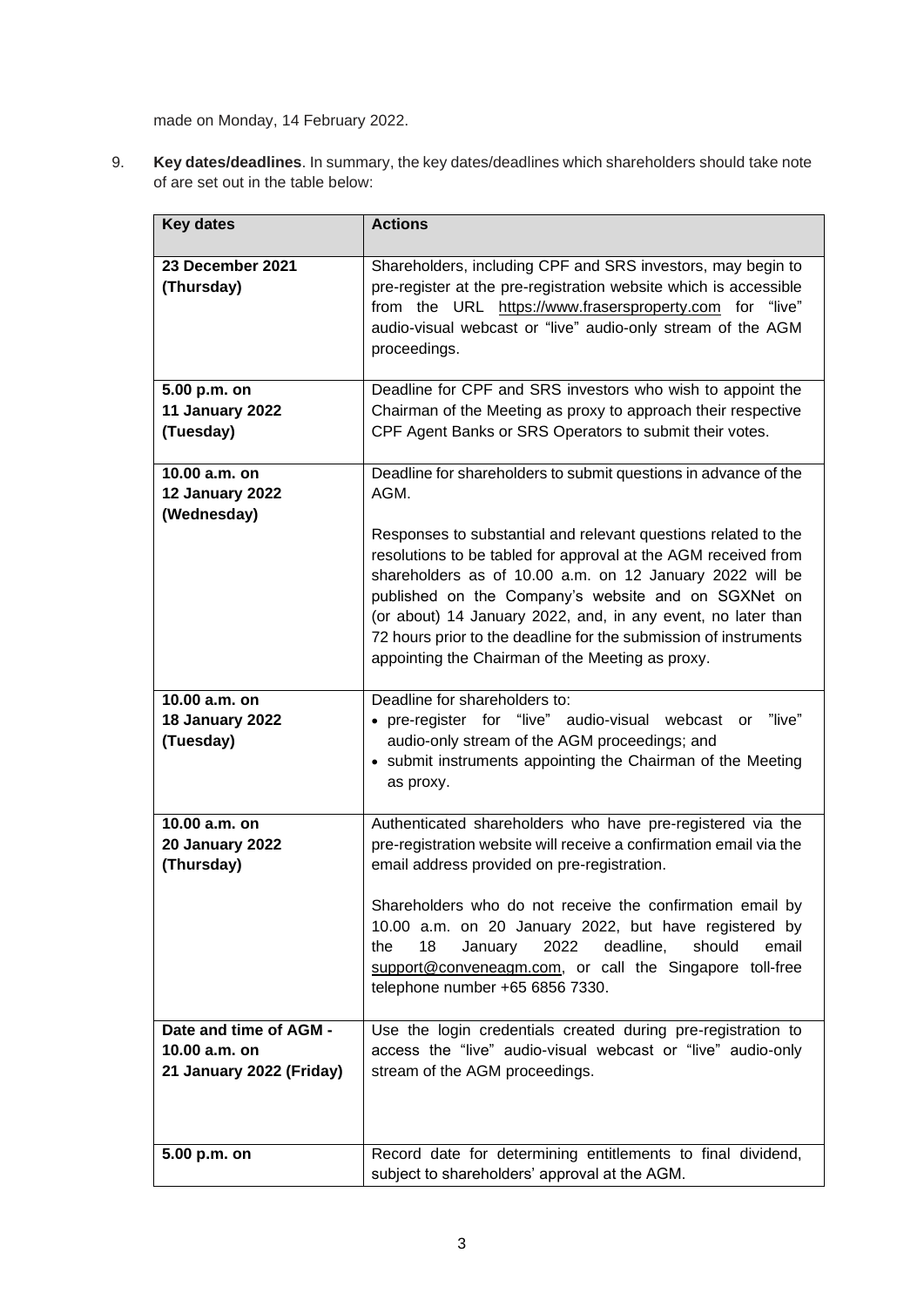made on Monday, 14 February 2022.

9. **Key dates/deadlines**. In summary, the key dates/deadlines which shareholders should take note of are set out in the table below:

| **Key dates** | **Actions** |
|---|---|
| **23 December 2021 (Thursday)** | Shareholders, including CPF and SRS investors, may begin to pre-register at the pre-registration website which is accessible from the URL https://www.frasersproperty.com for "live" audio-visual webcast or "live" audio-only stream of the AGM proceedings. |
| **5.00 p.m. on 11 January 2022 (Tuesday)** | Deadline for CPF and SRS investors who wish to appoint the Chairman of the Meeting as proxy to approach their respective CPF Agent Banks or SRS Operators to submit their votes. |
| **10.00 a.m. on 12 January 2022 (Wednesday)** | Deadline for shareholders to submit questions in advance of the AGM.<br><br>Responses to substantial and relevant questions related to the resolutions to be tabled for approval at the AGM received from shareholders as of 10.00 a.m. on 12 January 2022 will be published on the Company's website and on SGXNet on (or about) 14 January 2022, and, in any event, no later than 72 hours prior to the deadline for the submission of instruments appointing the Chairman of the Meeting as proxy. |
| **10.00 a.m. on 18 January 2022 (Tuesday)** | Deadline for shareholders to:<br>• pre-register for "live" audio-visual webcast or "live" audio-only stream of the AGM proceedings; and<br>• submit instruments appointing the Chairman of the Meeting as proxy. |
| **10.00 a.m. on 20 January 2022 (Thursday)** | Authenticated shareholders who have pre-registered via the pre-registration website will receive a confirmation email via the email address provided on pre-registration.<br><br>Shareholders who do not receive the confirmation email by 10.00 a.m. on 20 January 2022, but have registered by the 18 January 2022 deadline, should email support@conveneagm.com, or call the Singapore toll-free telephone number +65 6856 7330. |
| **Date and time of AGM - 10.00 a.m. on 21 January 2022 (Friday)** | Use the login credentials created during pre-registration to access the "live" audio-visual webcast or "live" audio-only stream of the AGM proceedings. |
| **5.00 p.m. on** | Record date for determining entitlements to final dividend, subject to shareholders' approval at the AGM. |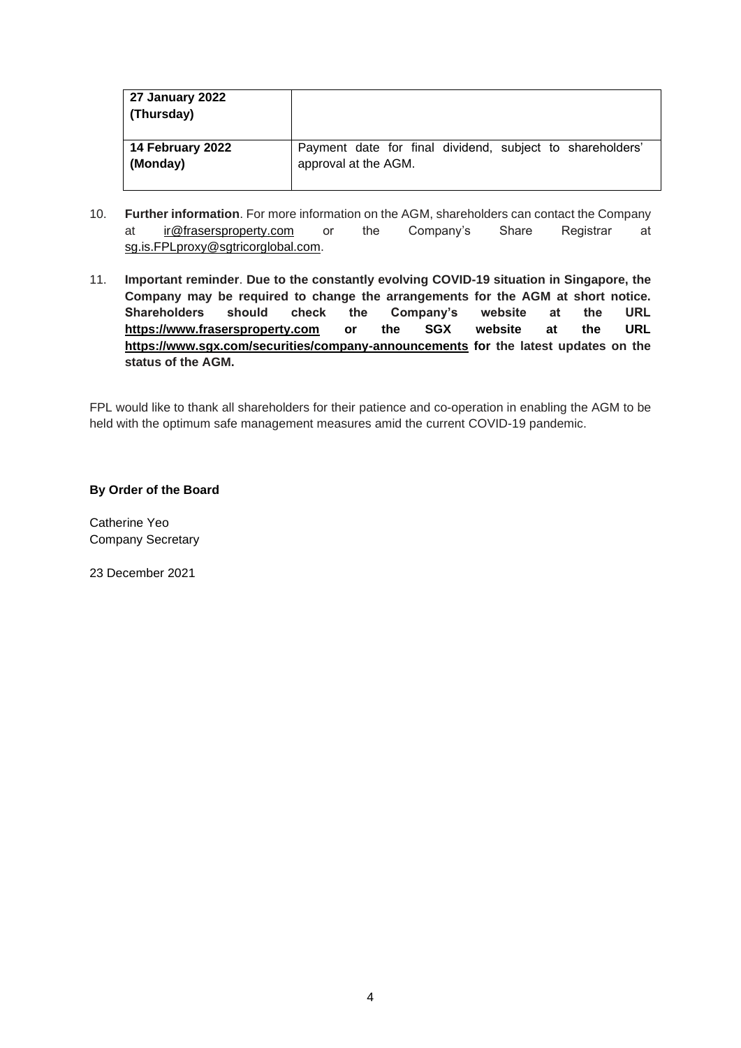| **27 January 2022 (Thursday)** | |
|---|---|
| **14 February 2022 (Monday)** | Payment date for final dividend, subject to shareholders' approval at the AGM. |

10. **Further information**. For more information on the AGM, shareholders can contact the Company at ir@frasersproperty.com or the Company's Share Registrar at sg.is.FPLproxy@sgtricorglobal.com.

11. **Important reminder**. **Due to the constantly evolving COVID-19 situation in Singapore, the Company may be required to change the arrangements for the AGM at short notice. Shareholders should check the Company's website at the URL https://www.frasersproperty.com or the SGX website at the URL https://www.sgx.com/securities/company-announcements for the latest updates on the status of the AGM.**

FPL would like to thank all shareholders for their patience and co-operation in enabling the AGM to be held with the optimum safe management measures amid the current COVID-19 pandemic.

**By Order of the Board**

Catherine Yeo
Company Secretary

23 December 2021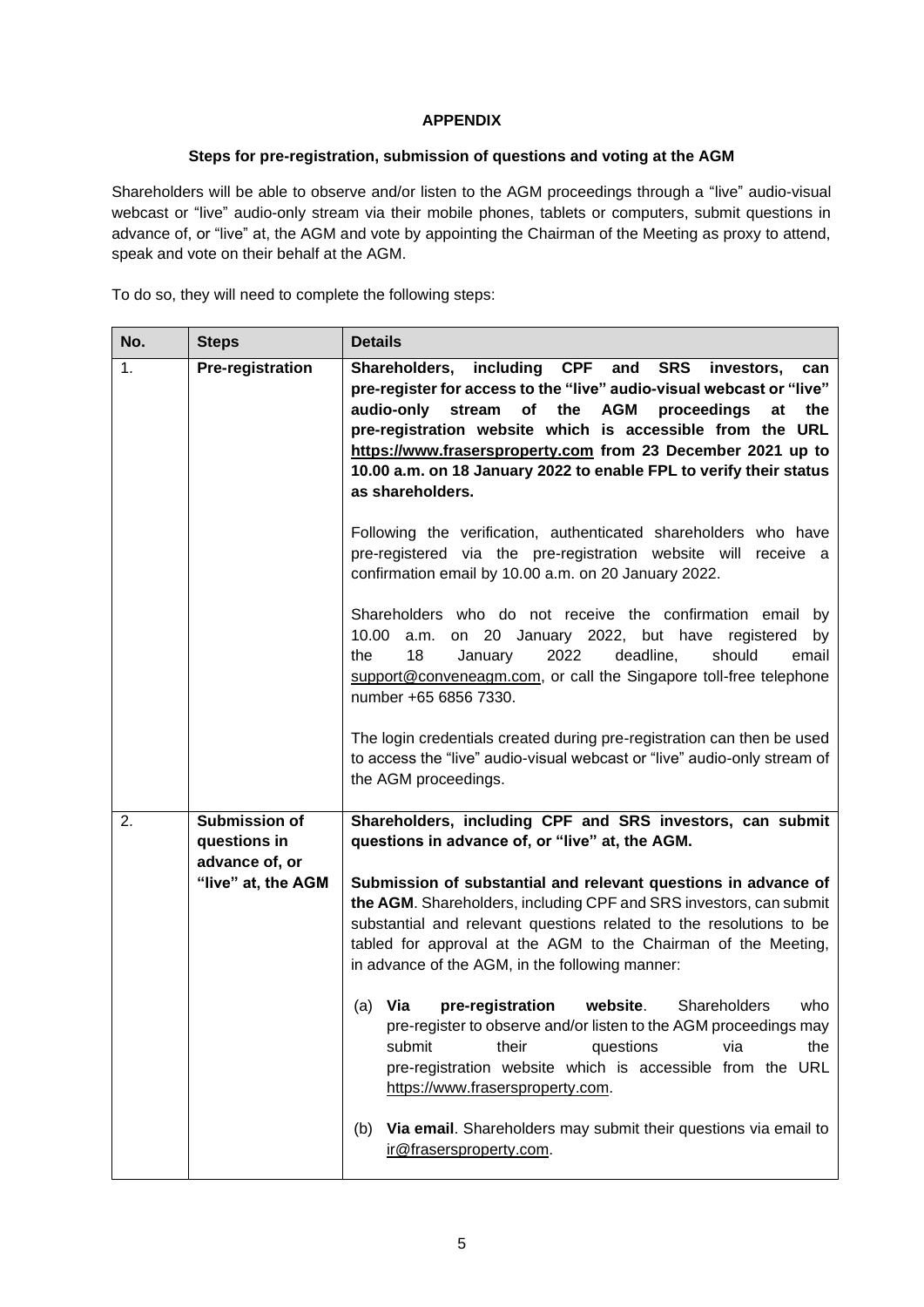**APPENDIX**

**Steps for pre-registration, submission of questions and voting at the AGM**

Shareholders will be able to observe and/or listen to the AGM proceedings through a "live" audio-visual webcast or "live" audio-only stream via their mobile phones, tablets or computers, submit questions in advance of, or "live" at, the AGM and vote by appointing the Chairman of the Meeting as proxy to attend, speak and vote on their behalf at the AGM.

To do so, they will need to complete the following steps:

| No. | Steps | Details |
|---|---|---|
| 1. | **Pre-registration** | **Shareholders, including CPF and SRS investors, can pre-register for access to the "live" audio-visual webcast or "live" audio-only stream of the AGM proceedings at the pre-registration website which is accessible from the URL https://www.frasersproperty.com from 23 December 2021 up to 10.00 a.m. on 18 January 2022 to enable FPL to verify their status as shareholders.**<br><br>Following the verification, authenticated shareholders who have pre-registered via the pre-registration website will receive a confirmation email by 10.00 a.m. on 20 January 2022.<br><br>Shareholders who do not receive the confirmation email by 10.00 a.m. on 20 January 2022, but have registered by the 18 January 2022 deadline, should email support@conveneagm.com, or call the Singapore toll-free telephone number +65 6856 7330.<br><br>The login credentials created during pre-registration can then be used to access the "live" audio-visual webcast or "live" audio-only stream of the AGM proceedings. |
| 2. | **Submission of questions in advance of, or "live" at, the AGM** | **Shareholders, including CPF and SRS investors, can submit questions in advance of, or "live" at, the AGM.**<br><br>**Submission of substantial and relevant questions in advance of the AGM**. Shareholders, including CPF and SRS investors, can submit substantial and relevant questions related to the resolutions to be tabled for approval at the AGM to the Chairman of the Meeting, in advance of the AGM, in the following manner:<br><br>(a) **Via pre-registration website**. Shareholders who pre-register to observe and/or listen to the AGM proceedings may submit their questions via the pre-registration website which is accessible from the URL https://www.frasersproperty.com.<br><br>(b) **Via email**. Shareholders may submit their questions via email to ir@frasersproperty.com. |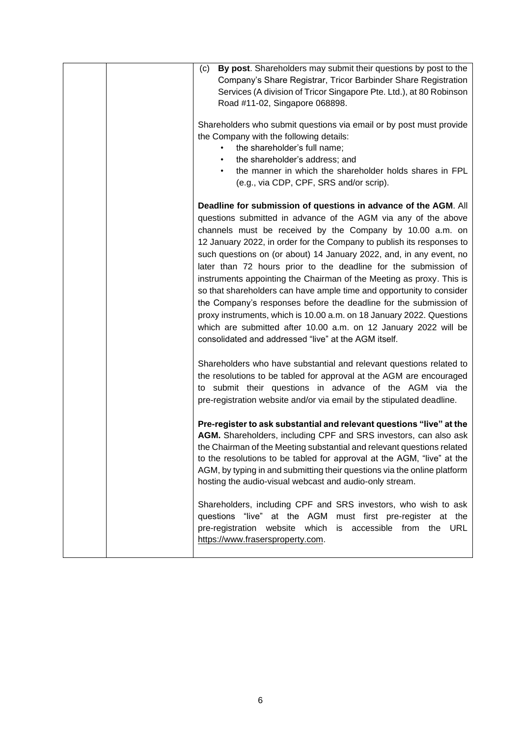| | | |
|---|---|---|
| | | (c) **By post**. Shareholders may submit their questions by post to the Company's Share Registrar, Tricor Barbinder Share Registration Services (A division of Tricor Singapore Pte. Ltd.), at 80 Robinson Road #11-02, Singapore 068898.<br><br>Shareholders who submit questions via email or by post must provide the Company with the following details:<br>• the shareholder's full name;<br>• the shareholder's address; and<br>• the manner in which the shareholder holds shares in FPL (e.g., via CDP, CPF, SRS and/or scrip).<br><br>**Deadline for submission of questions in advance of the AGM**. All questions submitted in advance of the AGM via any of the above channels must be received by the Company by 10.00 a.m. on 12 January 2022, in order for the Company to publish its responses to such questions on (or about) 14 January 2022, and, in any event, no later than 72 hours prior to the deadline for the submission of instruments appointing the Chairman of the Meeting as proxy. This is so that shareholders can have ample time and opportunity to consider the Company's responses before the deadline for the submission of proxy instruments, which is 10.00 a.m. on 18 January 2022. Questions which are submitted after 10.00 a.m. on 12 January 2022 will be consolidated and addressed "live" at the AGM itself.<br><br>Shareholders who have substantial and relevant questions related to the resolutions to be tabled for approval at the AGM are encouraged to submit their questions in advance of the AGM via the pre-registration website and/or via email by the stipulated deadline.<br><br>**Pre-register to ask substantial and relevant questions "live" at the AGM.** Shareholders, including CPF and SRS investors, can also ask the Chairman of the Meeting substantial and relevant questions related to the resolutions to be tabled for approval at the AGM, "live" at the AGM, by typing in and submitting their questions via the online platform hosting the audio-visual webcast and audio-only stream.<br><br>Shareholders, including CPF and SRS investors, who wish to ask questions "live" at the AGM must first pre-register at the pre-registration website which is accessible from the URL https://www.frasersproperty.com. |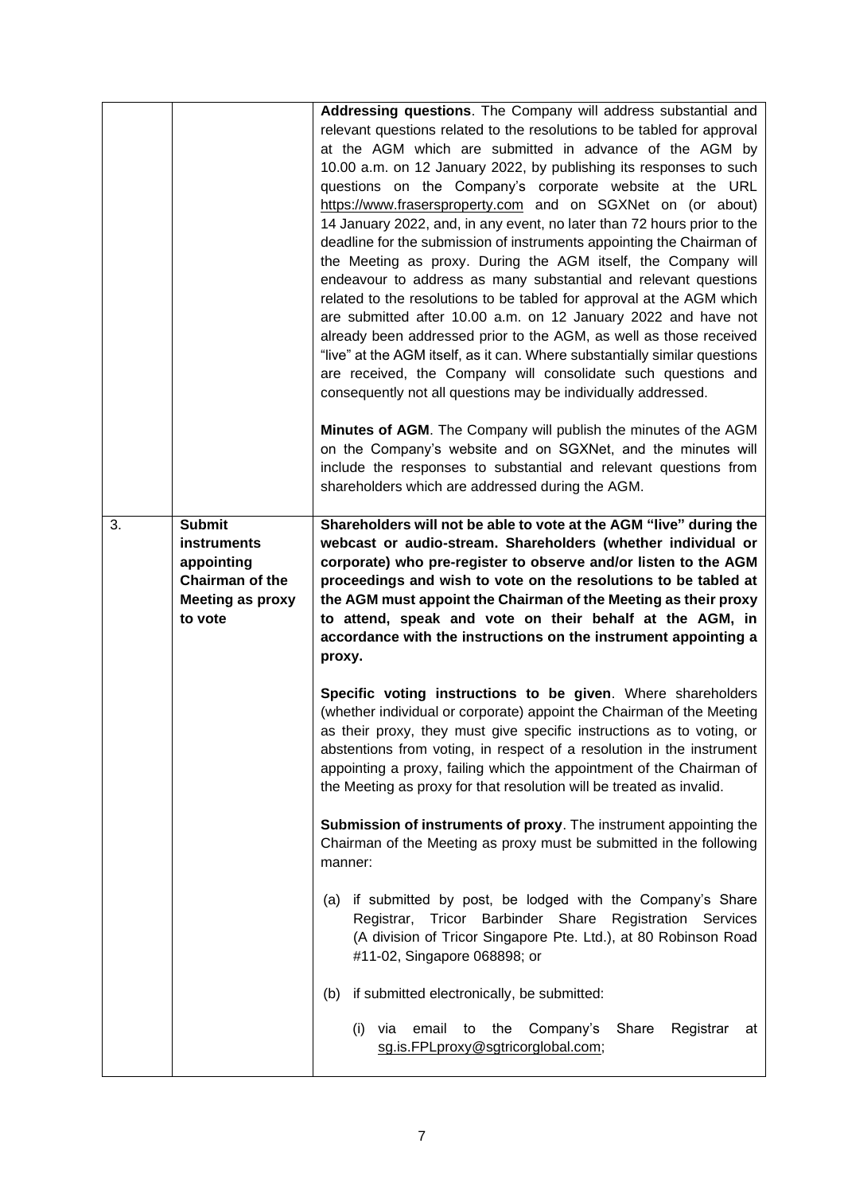| | | |
|---|---|---|
| | | **Addressing questions**. The Company will address substantial and relevant questions related to the resolutions to be tabled for approval at the AGM which are submitted in advance of the AGM by 10.00 a.m. on 12 January 2022, by publishing its responses to such questions on the Company's corporate website at the URL https://www.frasersproperty.com and on SGXNet on (or about) 14 January 2022, and, in any event, no later than 72 hours prior to the deadline for the submission of instruments appointing the Chairman of the Meeting as proxy. During the AGM itself, the Company will endeavour to address as many substantial and relevant questions related to the resolutions to be tabled for approval at the AGM which are submitted after 10.00 a.m. on 12 January 2022 and have not already been addressed prior to the AGM, as well as those received "live" at the AGM itself, as it can. Where substantially similar questions are received, the Company will consolidate such questions and consequently not all questions may be individually addressed.<br><br>**Minutes of AGM**. The Company will publish the minutes of the AGM on the Company's website and on SGXNet, and the minutes will include the responses to substantial and relevant questions from shareholders which are addressed during the AGM. |
| 3. | **Submit instruments appointing Chairman of the Meeting as proxy to vote** | **Shareholders will not be able to vote at the AGM "live" during the webcast or audio-stream. Shareholders (whether individual or corporate) who pre-register to observe and/or listen to the AGM proceedings and wish to vote on the resolutions to be tabled at the AGM must appoint the Chairman of the Meeting as their proxy to attend, speak and vote on their behalf at the AGM, in accordance with the instructions on the instrument appointing a proxy.**<br><br>**Specific voting instructions to be given**. Where shareholders (whether individual or corporate) appoint the Chairman of the Meeting as their proxy, they must give specific instructions as to voting, or abstentions from voting, in respect of a resolution in the instrument appointing a proxy, failing which the appointment of the Chairman of the Meeting as proxy for that resolution will be treated as invalid.<br><br>**Submission of instruments of proxy**. The instrument appointing the Chairman of the Meeting as proxy must be submitted in the following manner:<br><br>(a) if submitted by post, be lodged with the Company's Share Registrar, Tricor Barbinder Share Registration Services (A division of Tricor Singapore Pte. Ltd.), at 80 Robinson Road #11-02, Singapore 068898; or<br><br>(b) if submitted electronically, be submitted:<br><br>(i) via email to the Company's Share Registrar at sg.is.FPLproxy@sgtricorglobal.com; |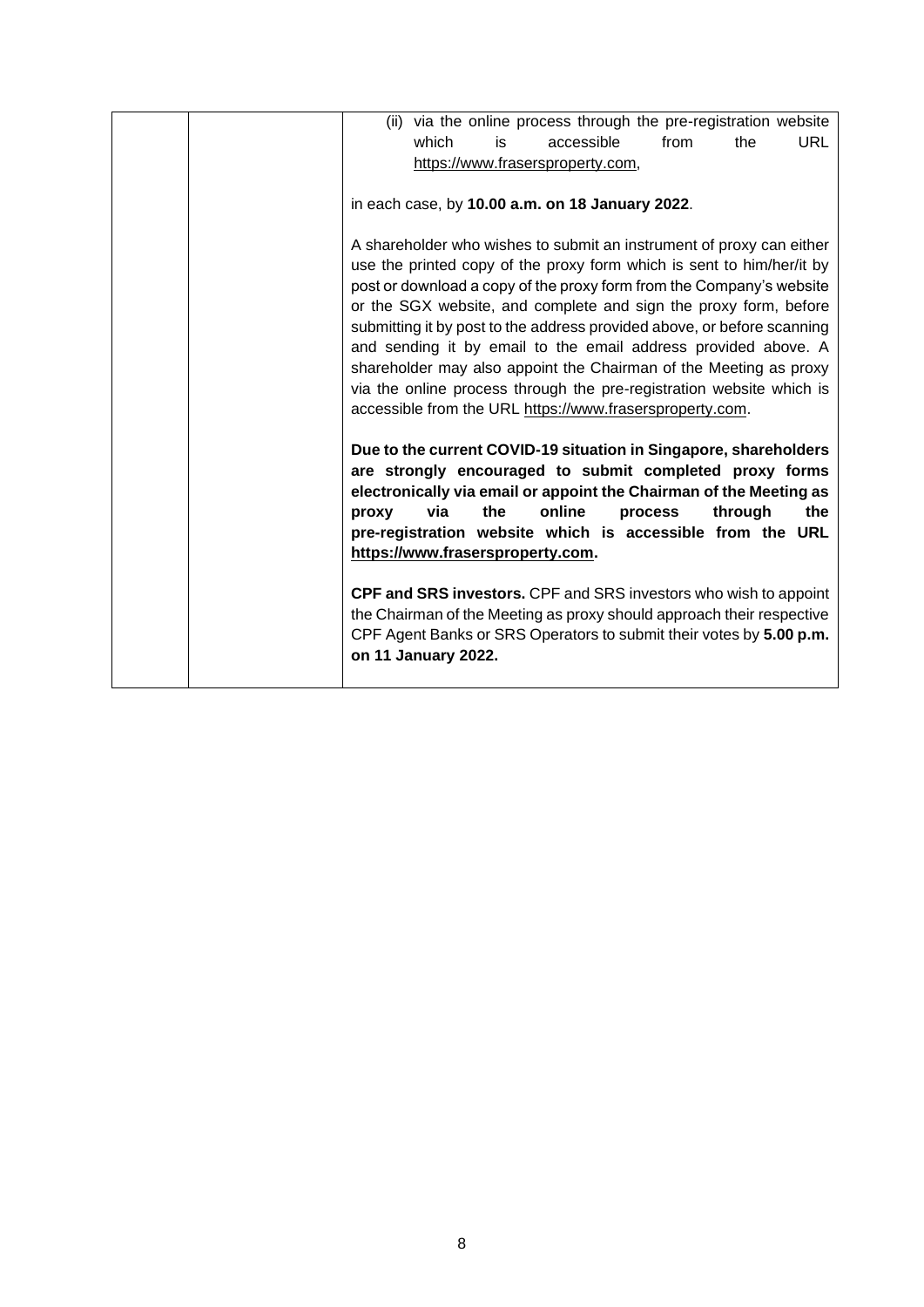| | | |
|---|---|---|
| | | (ii) via the online process through the pre-registration website which is accessible from the URL https://www.frasersproperty.com,<br><br>in each case, by **10.00 a.m. on 18 January 2022**.<br><br>A shareholder who wishes to submit an instrument of proxy can either use the printed copy of the proxy form which is sent to him/her/it by post or download a copy of the proxy form from the Company's website or the SGX website, and complete and sign the proxy form, before submitting it by post to the address provided above, or before scanning and sending it by email to the email address provided above. A shareholder may also appoint the Chairman of the Meeting as proxy via the online process through the pre-registration website which is accessible from the URL https://www.frasersproperty.com.<br><br>**Due to the current COVID-19 situation in Singapore, shareholders are strongly encouraged to submit completed proxy forms electronically via email or appoint the Chairman of the Meeting as proxy via the online process through the pre-registration website which is accessible from the URL https://www.frasersproperty.com.**<br><br>**CPF and SRS investors.** CPF and SRS investors who wish to appoint the Chairman of the Meeting as proxy should approach their respective CPF Agent Banks or SRS Operators to submit their votes by **5.00 p.m. on 11 January 2022.** |